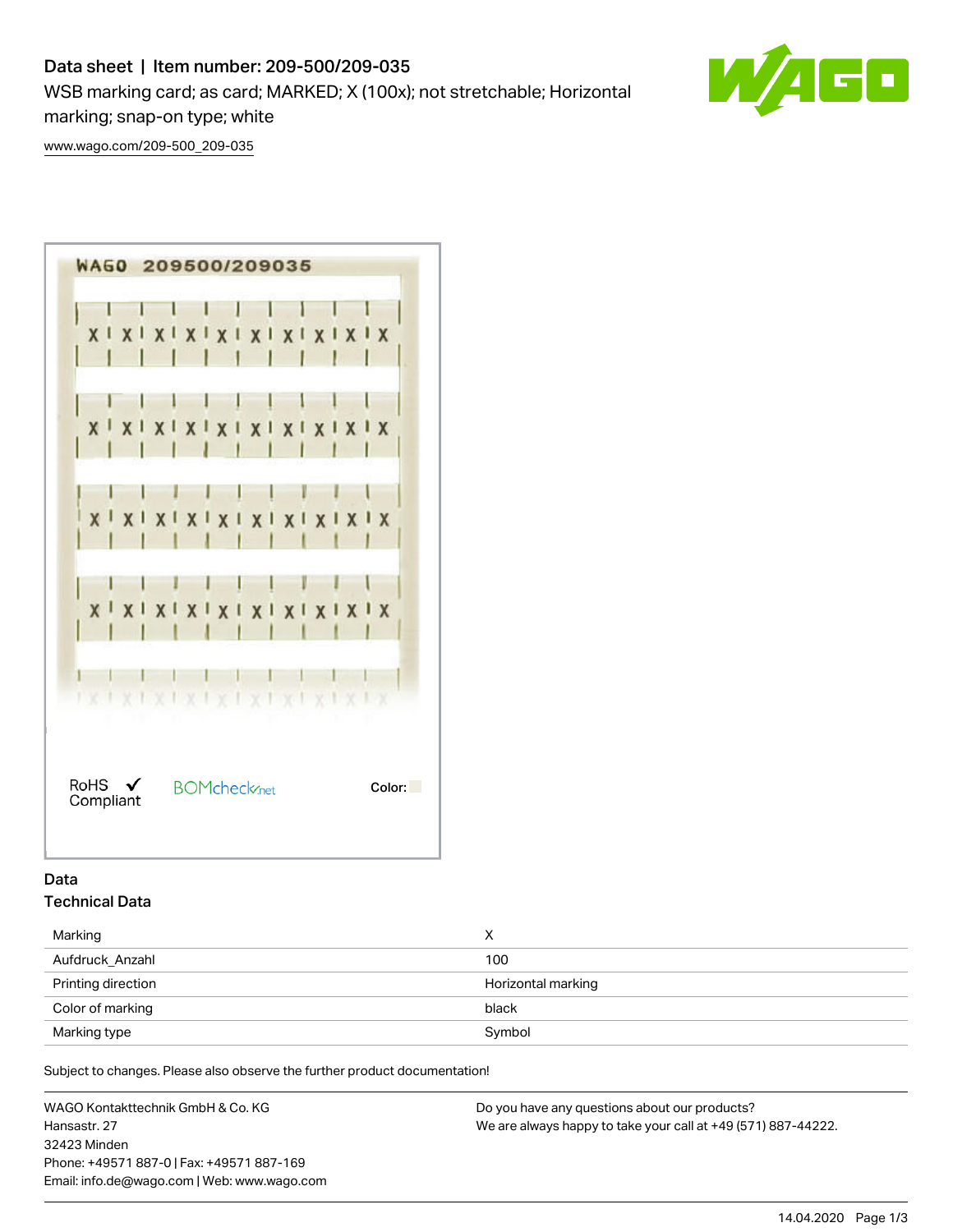# Data sheet | Item number: 209-500/209-035

WSB marking card; as card; MARKED; X (100x); not stretchable; Horizontal marking; snap-on type; white

www.wago.com/209-500_209-035

RoHS Compliant

BOMcheck.net

Color:

## Data

### Technical Data

| | |
|---|---|
| Marking | X |
| Aufdruck_Anzahl | 100 |
| Printing direction | Horizontal marking |
| Color of marking | black |
| Marking type | Symbol |

Subject to changes. Please also observe the further product documentation!

WAGO Kontakttechnik GmbH & Co. KG
Hansastr. 27
32423 Minden
Phone: +49571 887-0 | Fax: +49571 887-169
Email: info.de@wago.com | Web: www.wago.com

Do you have any questions about our products?
We are always happy to take your call at +49 (571) 887-44222.

14.04.2020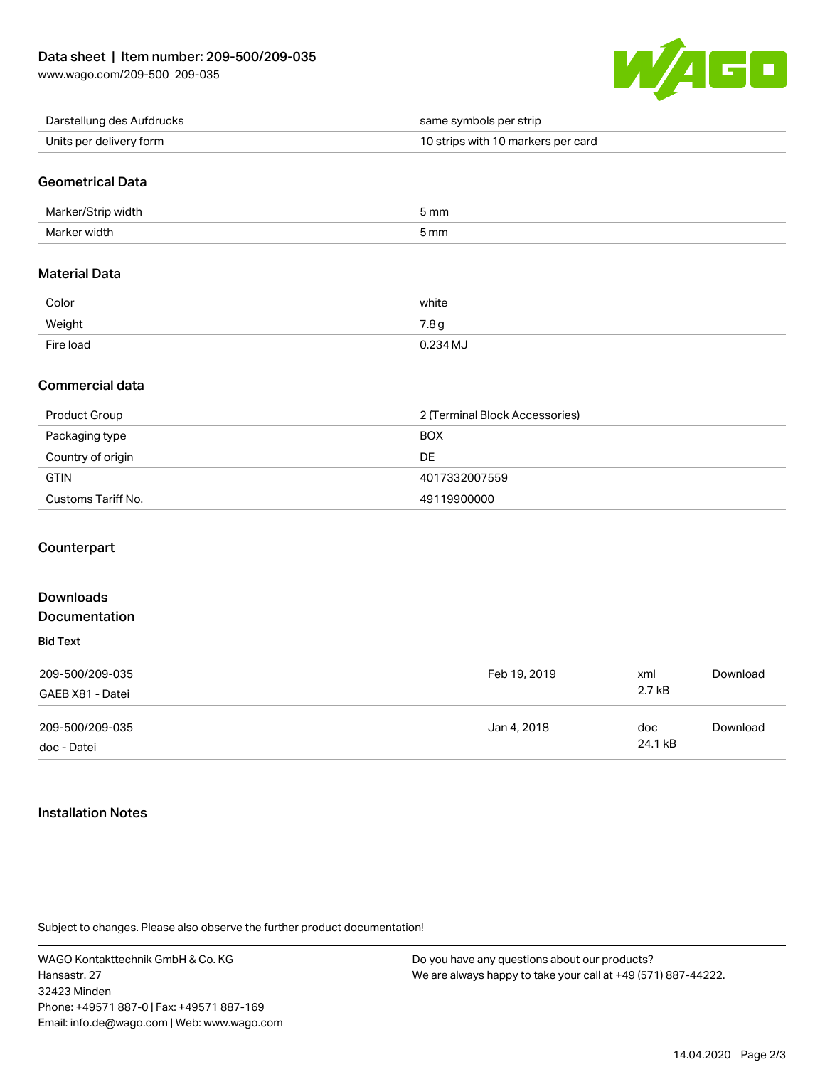| Darstellung des Aufdrucks | same symbols per strip |
| --- | --- |
| Units per delivery form | 10 strips with 10 markers per card |

## Geometrical Data

| Marker/Strip width | 5 mm |
| --- | --- |
| Marker width | 5 mm |

## Material Data

| Color | white |
| --- | --- |
| Weight | 7.8 g |
| Fire load | 0.234 MJ |

## Commercial data

| Product Group | 2 (Terminal Block Accessories) |
| --- | --- |
| Packaging type | BOX |
| Country of origin | DE |
| GTIN | 4017332007559 |
| Customs Tariff No. | 49119900000 |

## Counterpart

## Downloads

## Documentation

**Bid Text**

| 209-500/209-035<br>GAEB X81 - Datei | Feb 19, 2019 | xml<br>2.7 kB | Download |
| --- | --- | --- | --- |
| 209-500/209-035<br>doc - Datei | Jan 4, 2018 | doc<br>24.1 kB | Download |

## Installation Notes

Subject to changes. Please also observe the further product documentation!

WAGO Kontakttechnik GmbH & Co. KG
Hansastr. 27
32423 Minden
Phone: +49571 887-0 | Fax: +49571 887-169
Email: info.de@wago.com | Web: www.wago.com

Do you have any questions about our products?
We are always happy to take your call at +49 (571) 887-44222.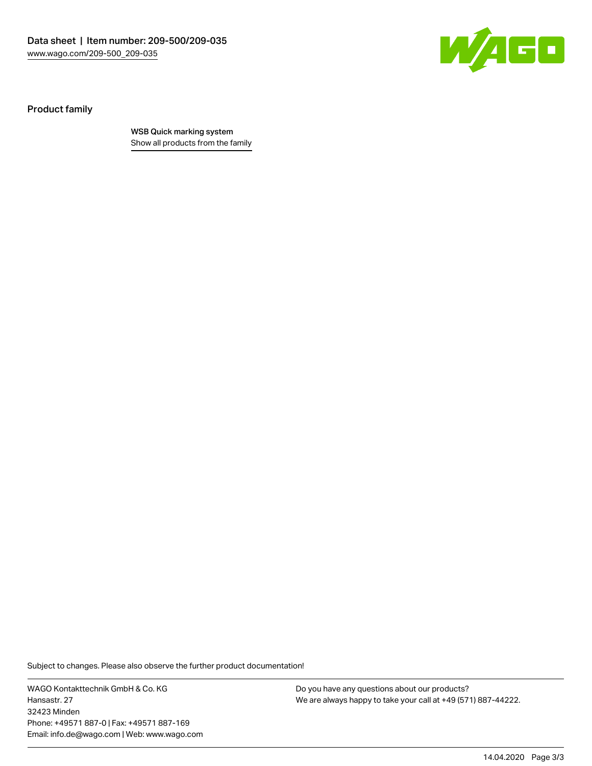## Product family

**WSB Quick marking system**
Show all products from the family

Subject to changes. Please also observe the further product documentation!

WAGO Kontakttechnik GmbH & Co. KG
Hansastr. 27
32423 Minden
Phone: +49571 887-0 | Fax: +49571 887-169
Email: info.de@wago.com | Web: www.wago.com

Do you have any questions about our products?
We are always happy to take your call at +49 (571) 887-44222.